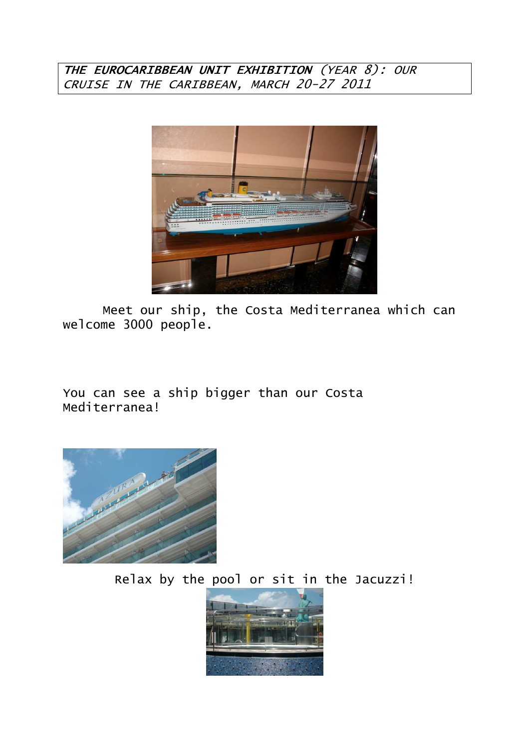*THE EUROCARIBBEAN UNIT EXHIBITION (YEAR 8): OUR CRUISE IN THE CARIBBEAN, MARCH 20-27 2011*

Meet our ship, the Costa Mediterranea which can welcome 3000 people.

You can see a ship bigger than our Costa Mediterranea!

Relax by the pool or sit in the Jacuzzi!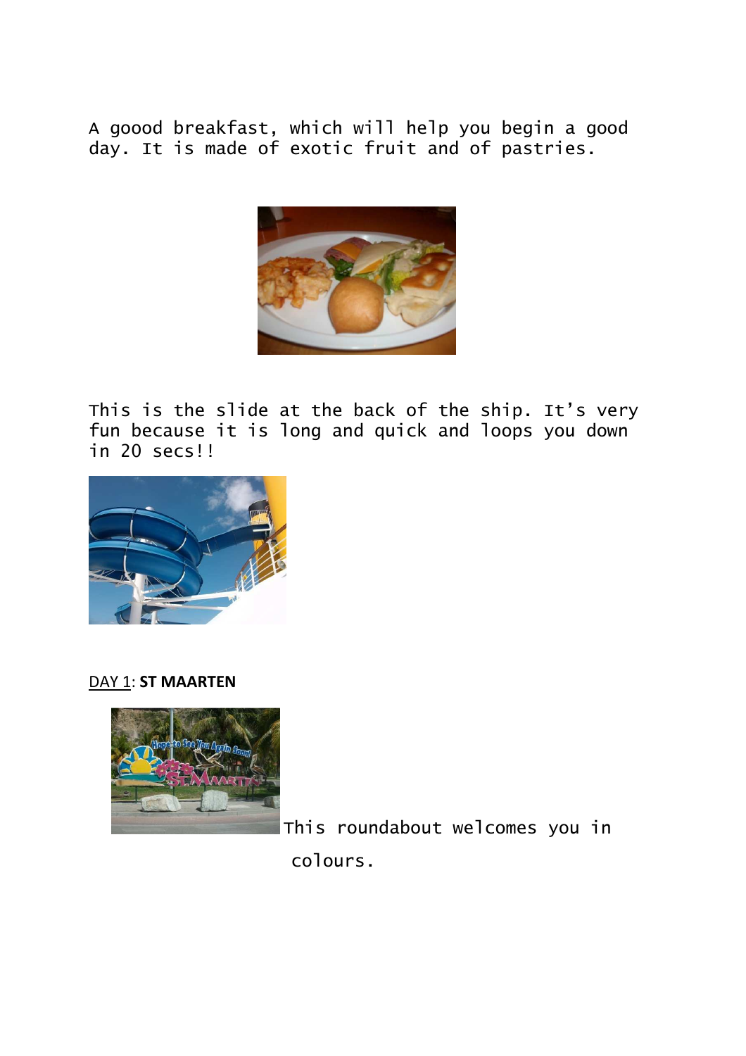A goood breakfast, which will help you begin a good day. It is made of exotic fruit and of pastries.

This is the slide at the back of the ship. It's very fun because it is long and quick and loops you down in 20 secs!!

DAY 1: **ST MAARTEN**

This roundabout welcomes you in colours.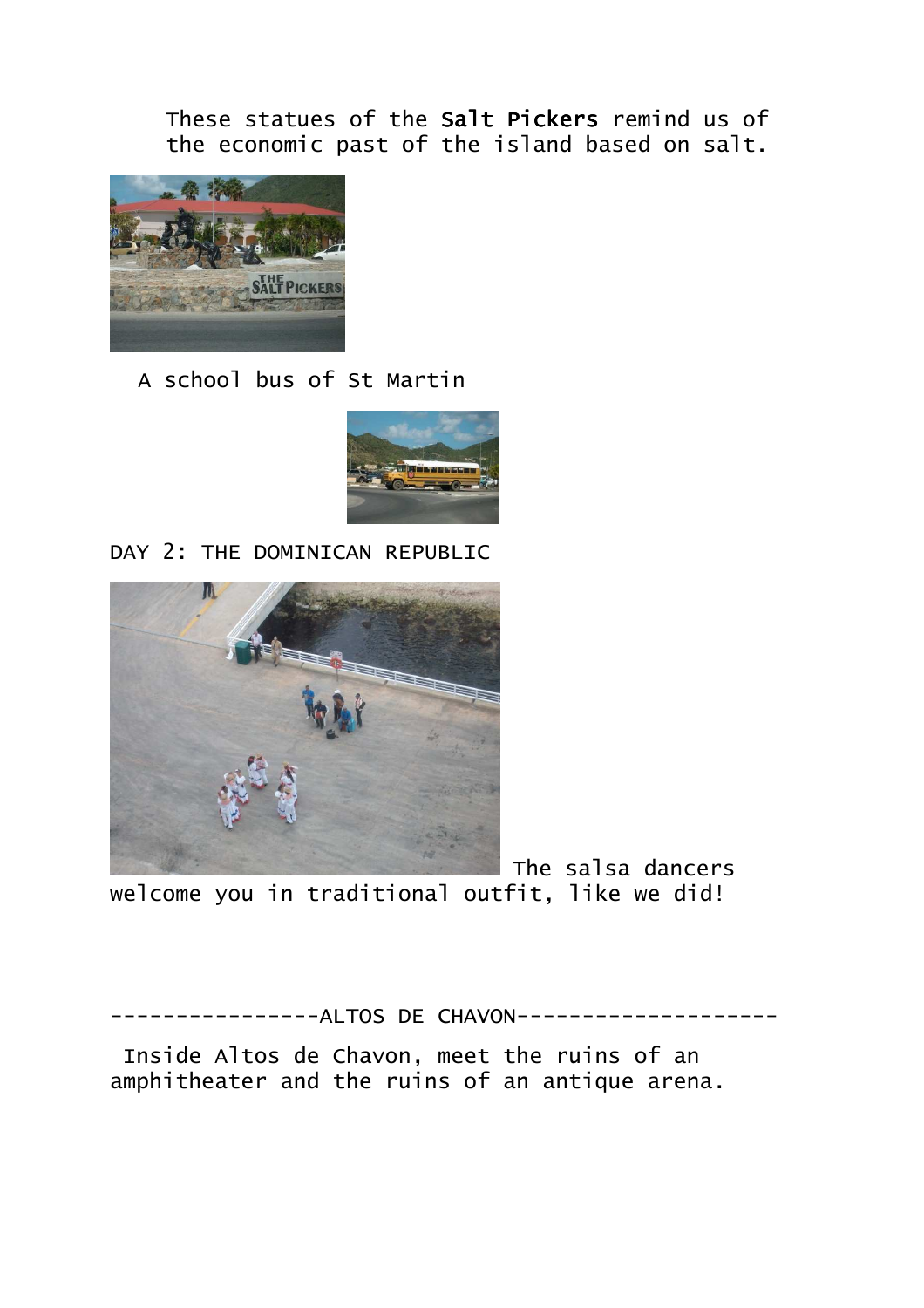These statues of the Salt Pickers remind us of the economic past of the island based on salt.

A school bus of St Martin

<u>DAY 2</u>: THE DOMINICAN REPUBLIC

The salsa dancers welcome you in traditional outfit, like we did!

----------------ALTOS DE CHAVON--------------------

Inside Altos de Chavon, meet the ruins of an amphitheater and the ruins of an antique arena.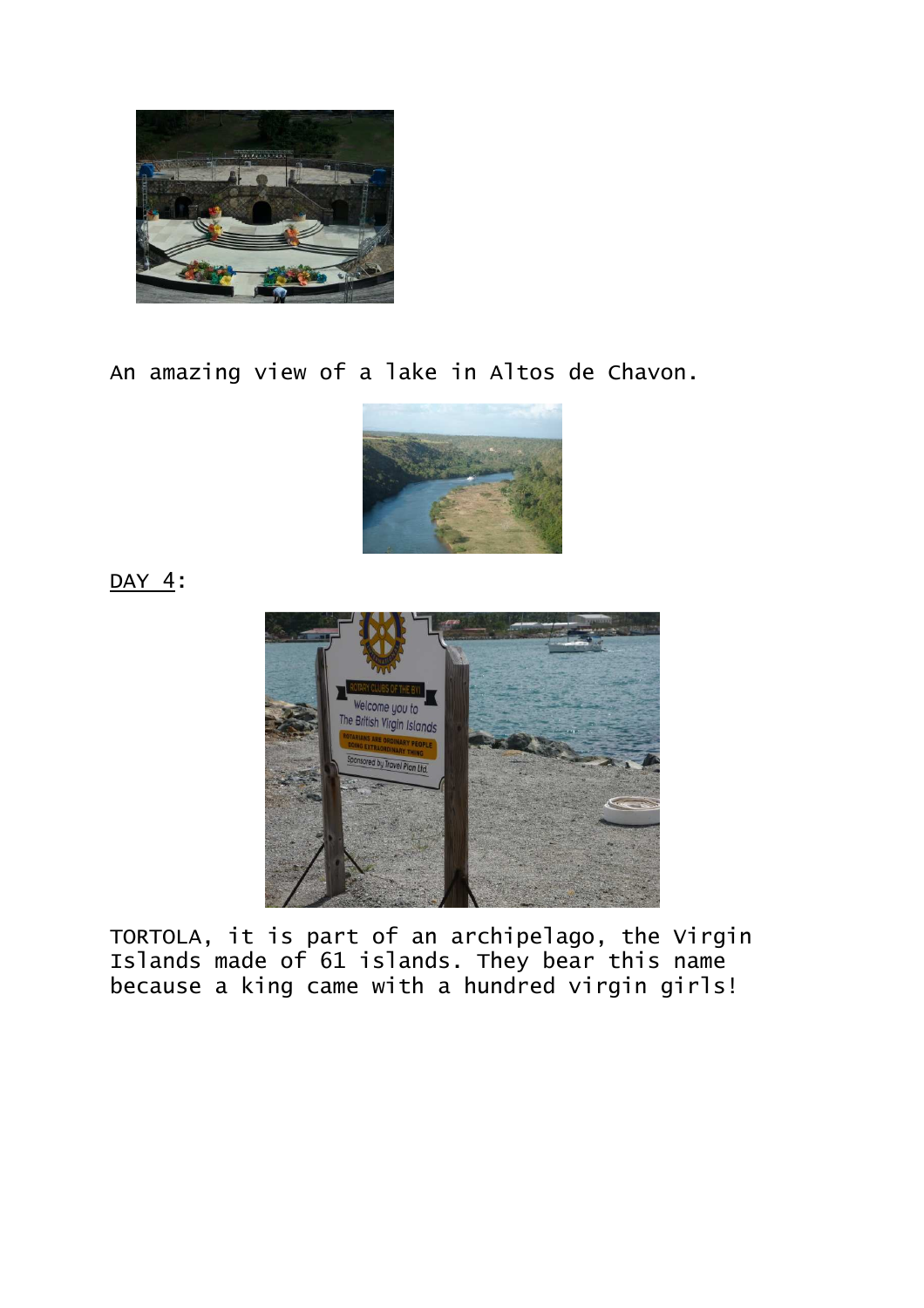An amazing view of a lake in Altos de Chavon.

<u>DAY 4</u>:

TORTOLA, it is part of an archipelago, the Virgin Islands made of 61 islands. They bear this name because a king came with a hundred virgin girls!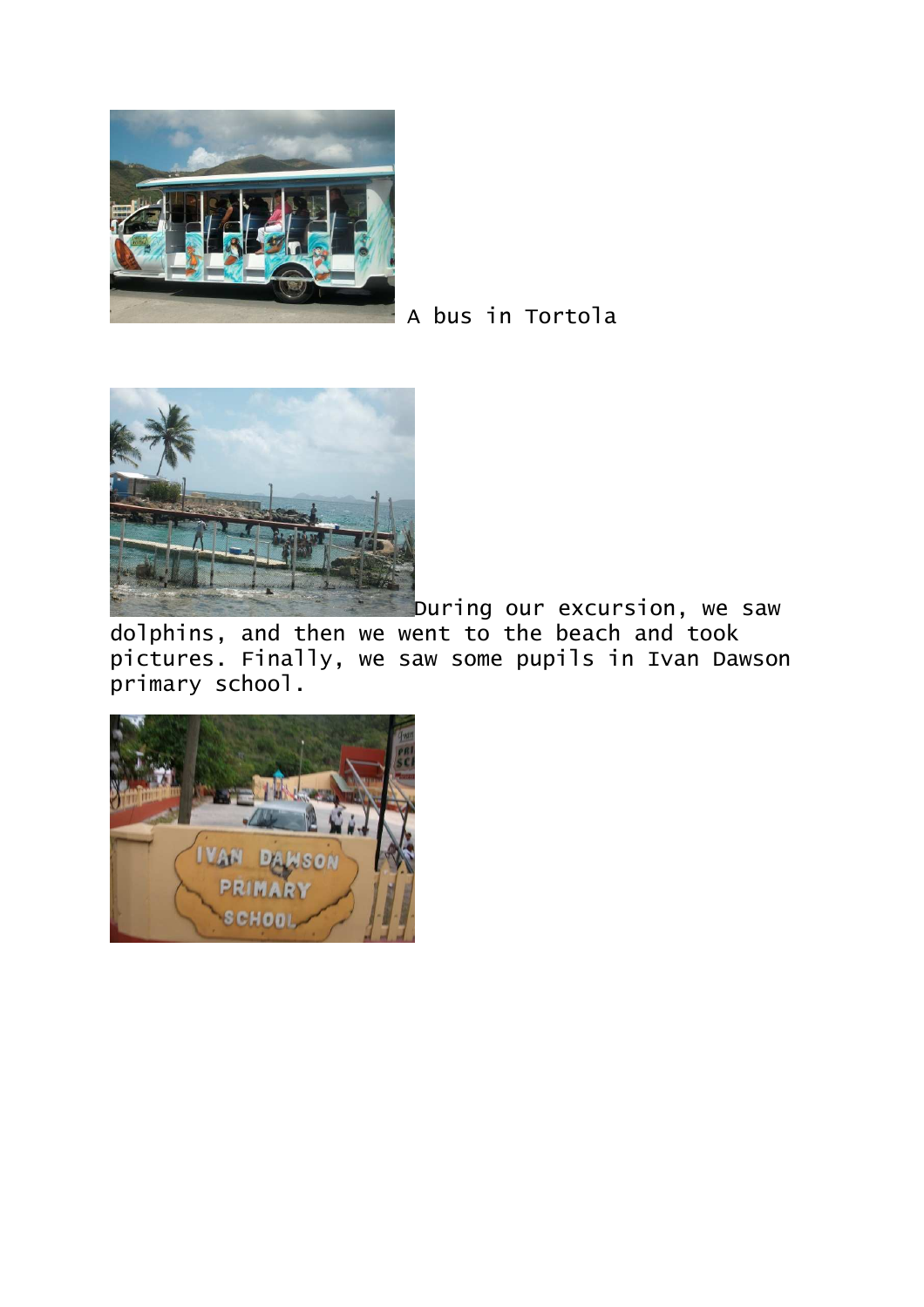A bus in Tortola

During our excursion, we saw dolphins, and then we went to the beach and took pictures. Finally, we saw some pupils in Ivan Dawson primary school.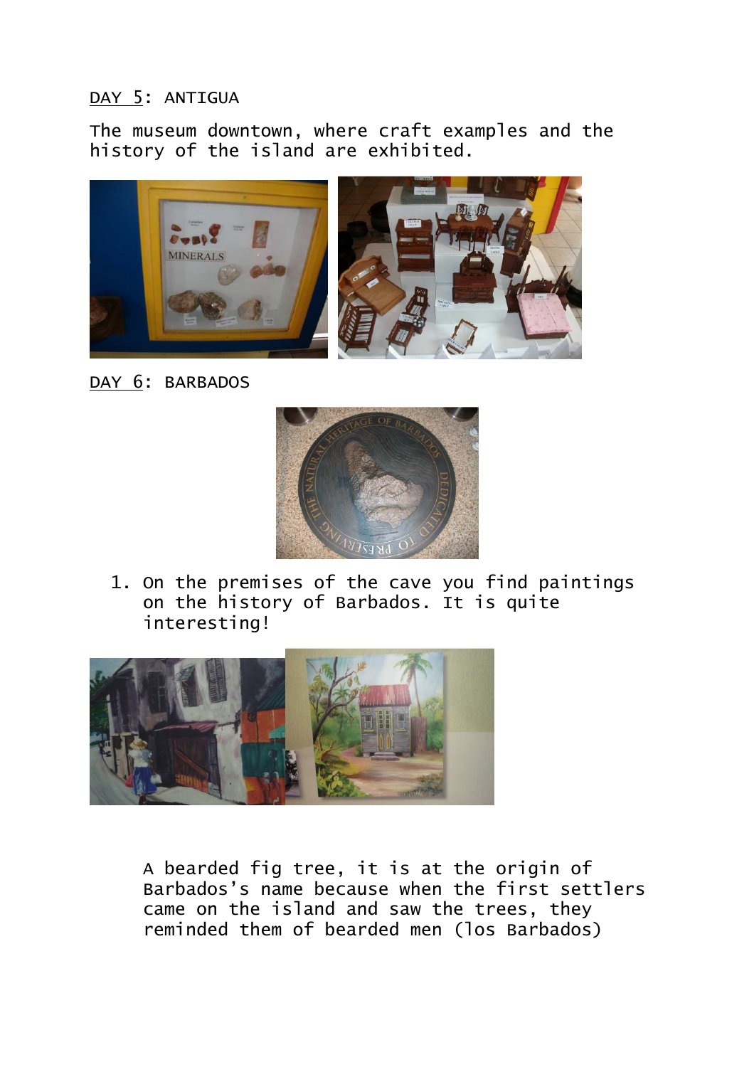DAY 5: ANTIGUA

The museum downtown, where craft examples and the history of the island are exhibited.

DAY 6: BARBADOS

1. On the premises of the cave you find paintings on the history of Barbados. It is quite interesting!

A bearded fig tree, it is at the origin of Barbados's name because when the first settlers came on the island and saw the trees, they reminded them of bearded men (los Barbados)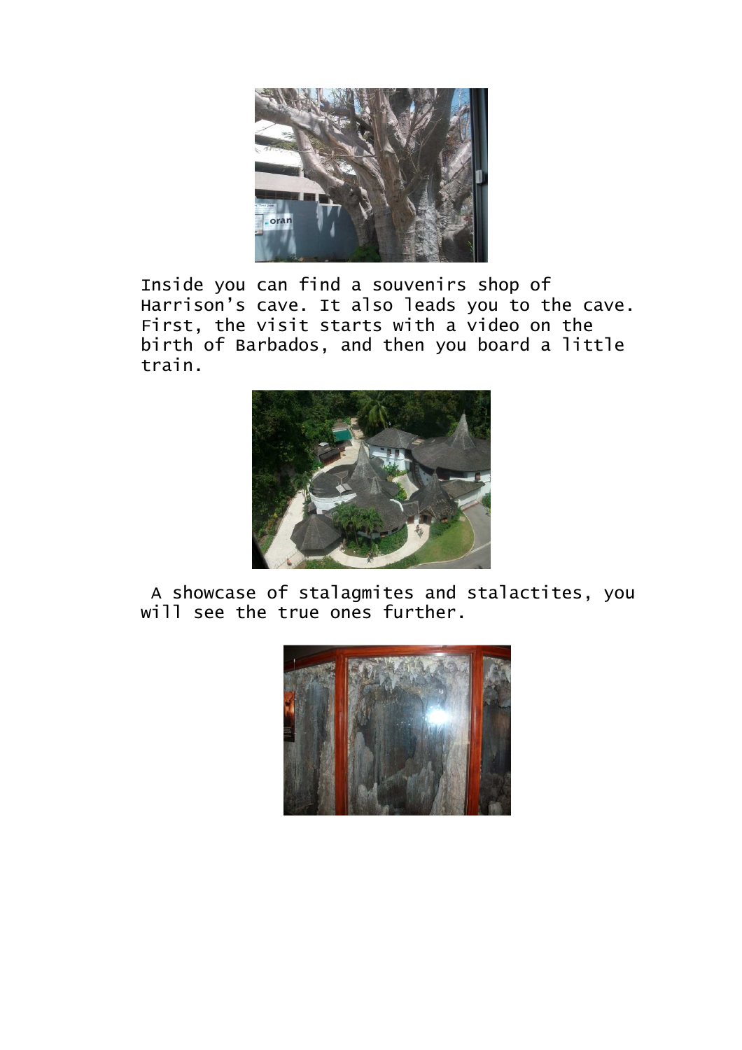Inside you can find a souvenirs shop of Harrison's cave. It also leads you to the cave. First, the visit starts with a video on the birth of Barbados, and then you board a little train.

A showcase of stalagmites and stalactites, you will see the true ones further.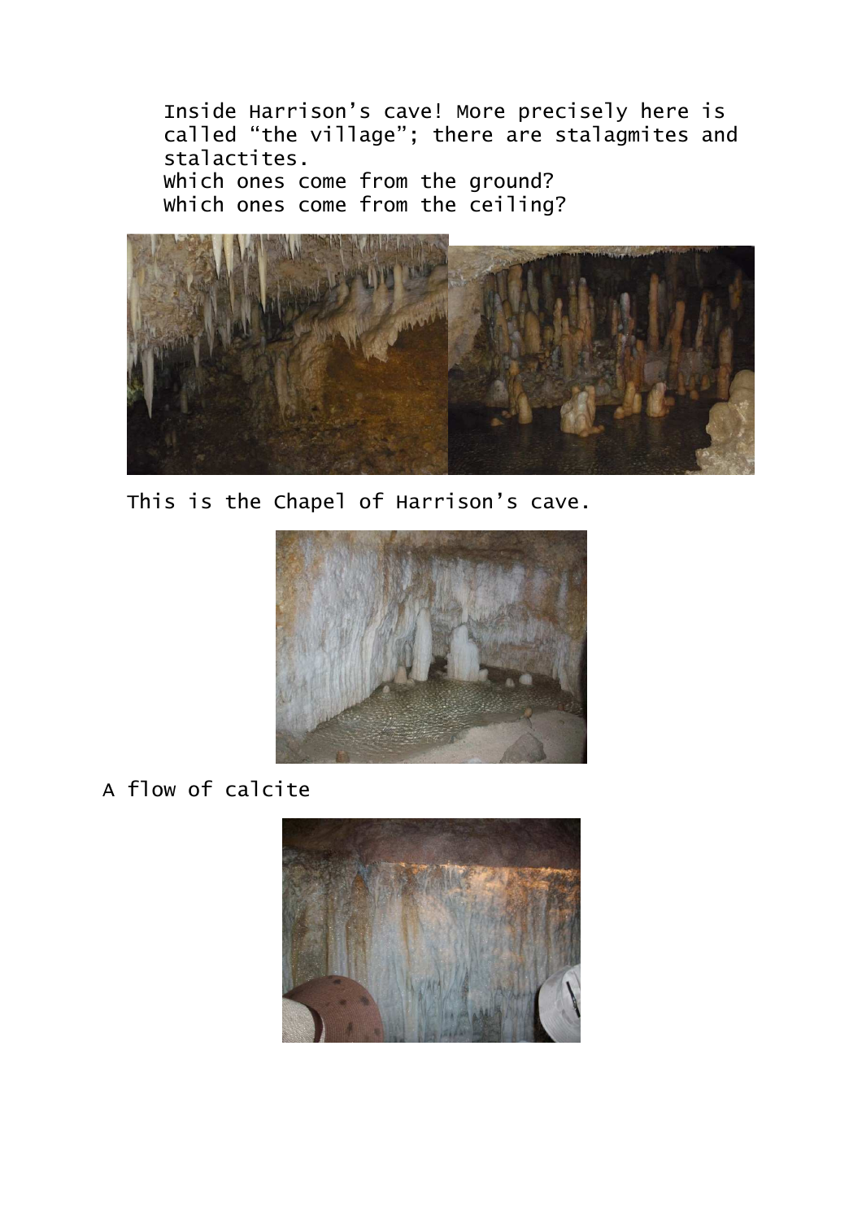Inside Harrison's cave! More precisely here is called "the village"; there are stalagmites and stalactites.
Which ones come from the ground?
Which ones come from the ceiling?

This is the Chapel of Harrison's cave.

A flow of calcite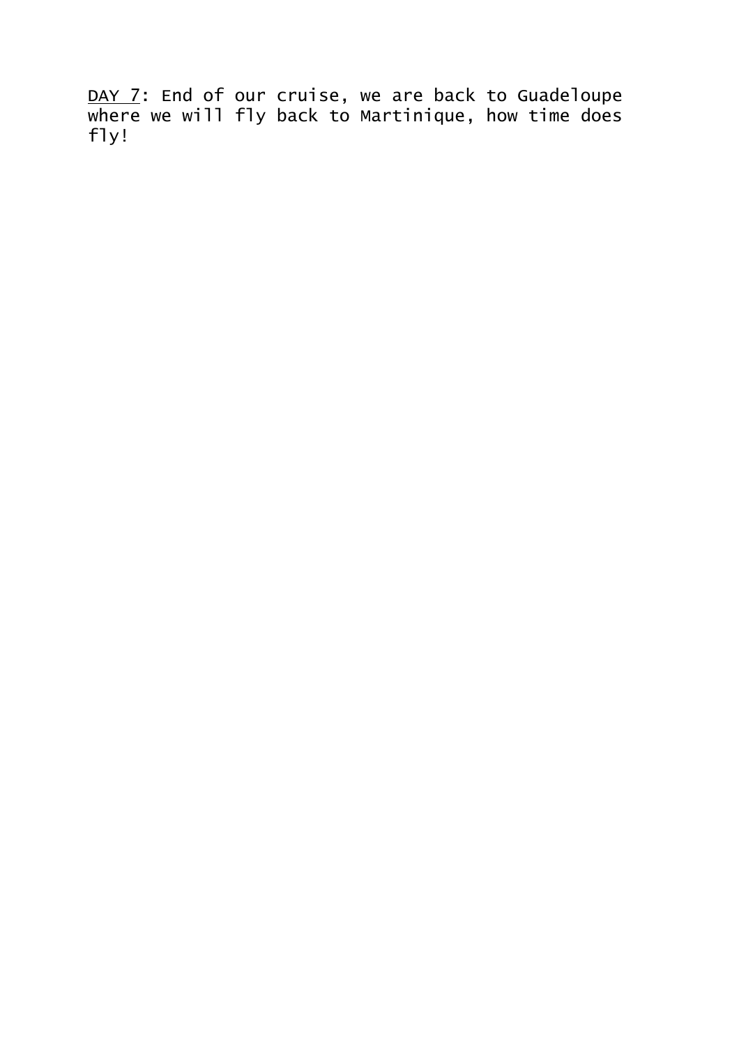<u>DAY 7</u>: End of our cruise, we are back to Guadeloupe where we will fly back to Martinique, how time does fly!